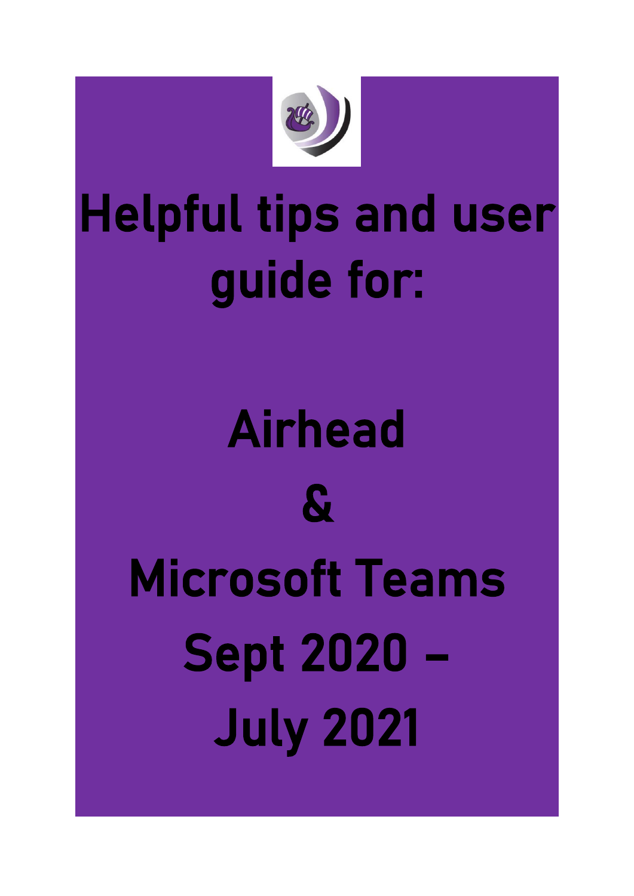# Helpful tips and user guide for:

# Airhead

# &

# Microsoft Teams

# Sept 2020 – July 2021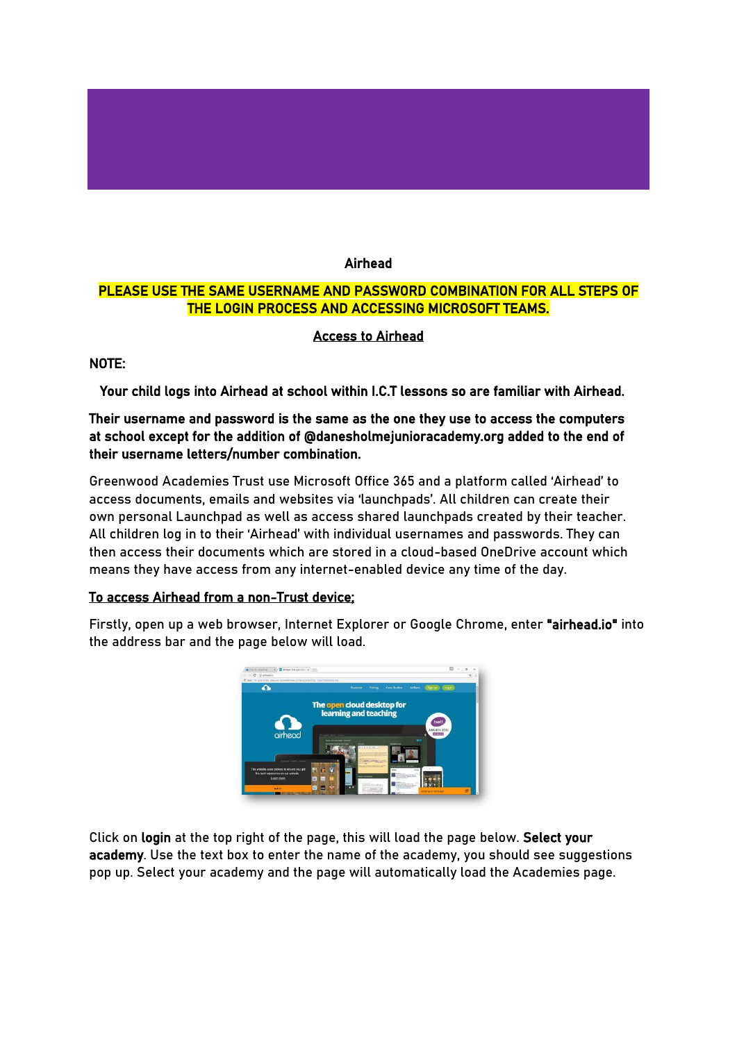# Airhead

**PLEASE USE THE SAME USERNAME AND PASSWORD COMBINATION FOR ALL STEPS OF THE LOGIN PROCESS AND ACCESSING MICROSOFT TEAMS.**

## Access to Airhead

**NOTE:**

**Your child logs into Airhead at school within I.C.T lessons so are familiar with Airhead.**

**Their username and password is the same as the one they use to access the computers at school except for the addition of @danesholmejunioracademy.org added to the end of their username letters/number combination.**

Greenwood Academies Trust use Microsoft Office 365 and a platform called 'Airhead' to access documents, emails and websites via 'launchpads'. All children can create their own personal Launchpad as well as access shared launchpads created by their teacher. All children log in to their 'Airhead' with individual usernames and passwords. They can then access their documents which are stored in a cloud-based OneDrive account which means they have access from any internet-enabled device any time of the day.

### To access Airhead from a non-Trust device;

Firstly, open up a web browser, Internet Explorer or Google Chrome, enter **"airhead.io"** into the address bar and the page below will load.

Click on **login** at the top right of the page, this will load the page below. **Select your academy**. Use the text box to enter the name of the academy, you should see suggestions pop up. Select your academy and the page will automatically load the Academies page.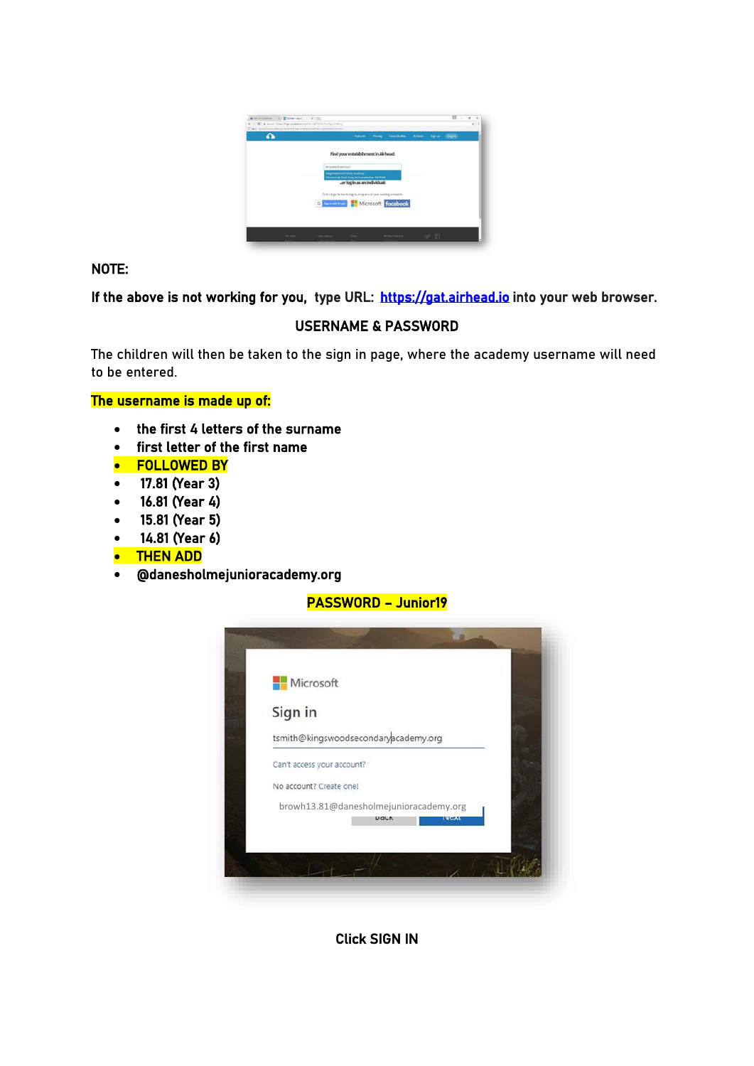**NOTE:**

**If the above is not working for you, type URL: [https://gat.airhead.io](https://gat.airhead.io) into your web browser.**

**USERNAME & PASSWORD**

The children will then be taken to the sign in page, where the academy username will need to be entered.

**The username is made up of:**

- **the first 4 letters of the surname**
- **first letter of the first name**
- **FOLLOWED BY**
- **17.81 (Year 3)**
- **16.81 (Year 4)**
- **15.81 (Year 5)**
- **14.81 (Year 6)**
- **THEN ADD**
- **@danesholmejunioracademy.org**

**PASSWORD – Junior19**

**Click SIGN IN**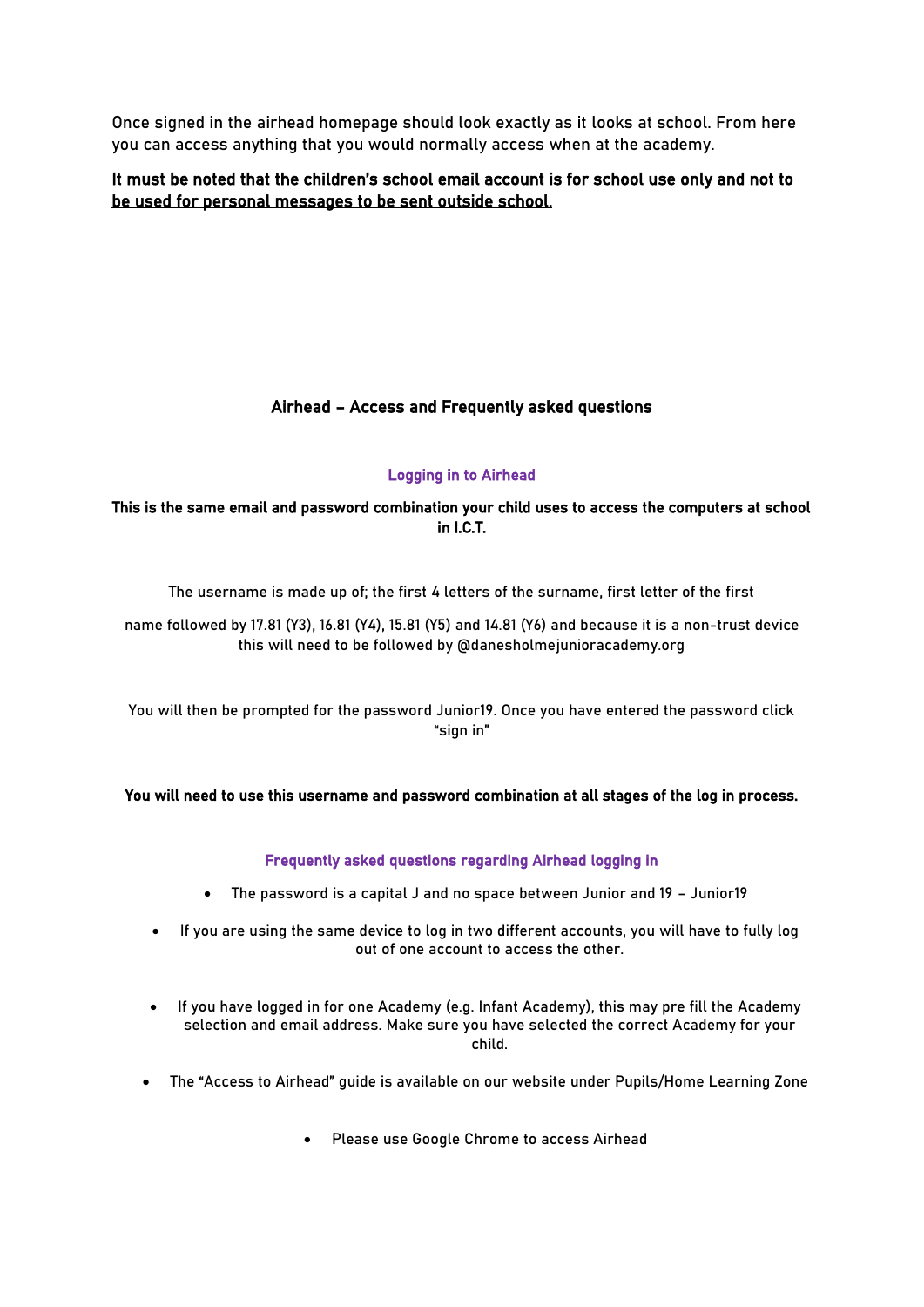Once signed in the airhead homepage should look exactly as it looks at school. From here you can access anything that you would normally access when at the academy.

**<u>It must be noted that the children's school email account is for school use only and not to be used for personal messages to be sent outside school.</u>**

## Airhead – Access and Frequently asked questions

### Logging in to Airhead

**This is the same email and password combination your child uses to access the computers at school in I.C.T.**

The username is made up of; the first 4 letters of the surname, first letter of the first name followed by 17.81 (Y3), 16.81 (Y4), 15.81 (Y5) and 14.81 (Y6) and because it is a non-trust device this will need to be followed by @danesholmejunioracademy.org

You will then be prompted for the password Junior19. Once you have entered the password click "sign in"

**You will need to use this username and password combination at all stages of the log in process.**

### Frequently asked questions regarding Airhead logging in

- The password is a capital J and no space between Junior and 19 – Junior19
- If you are using the same device to log in two different accounts, you will have to fully log out of one account to access the other.
- If you have logged in for one Academy (e.g. Infant Academy), this may pre fill the Academy selection and email address. Make sure you have selected the correct Academy for your child.
- The "Access to Airhead" guide is available on our website under Pupils/Home Learning Zone
- Please use Google Chrome to access Airhead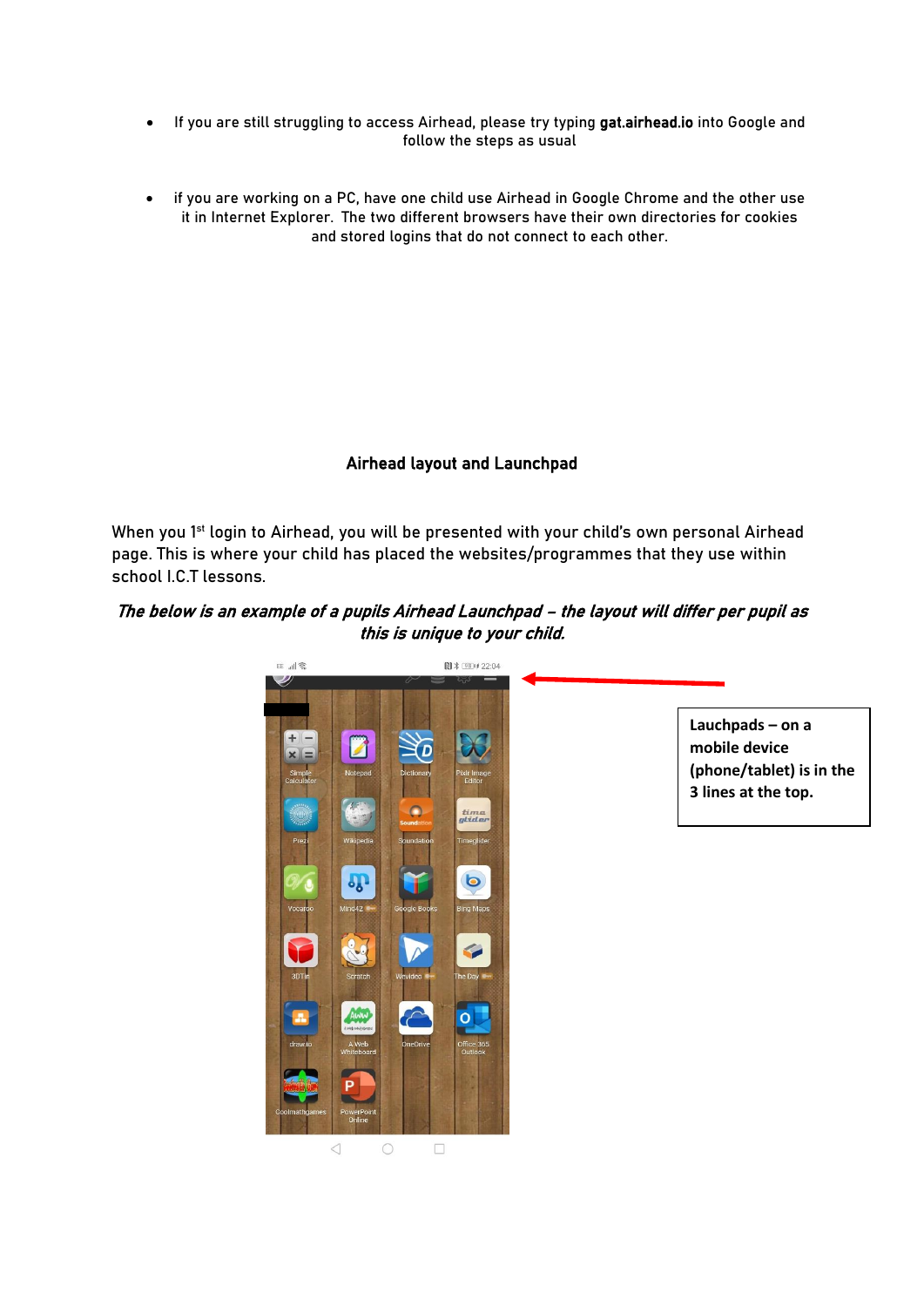- If you are still struggling to access Airhead, please try typing **gat.airhead.io** into Google and follow the steps as usual

- if you are working on a PC, have one child use Airhead in Google Chrome and the other use it in Internet Explorer. The two different browsers have their own directories for cookies and stored logins that do not connect to each other.

## Airhead layout and Launchpad

When you 1st login to Airhead, you will be presented with your child's own personal Airhead page. This is where your child has placed the websites/programmes that they use within school I.C.T lessons.

***The below is an example of a pupils Airhead Launchpad – the layout will differ per pupil as this is unique to your child.***

**Lauchpads – on a mobile device (phone/tablet) is in the 3 lines at the top.**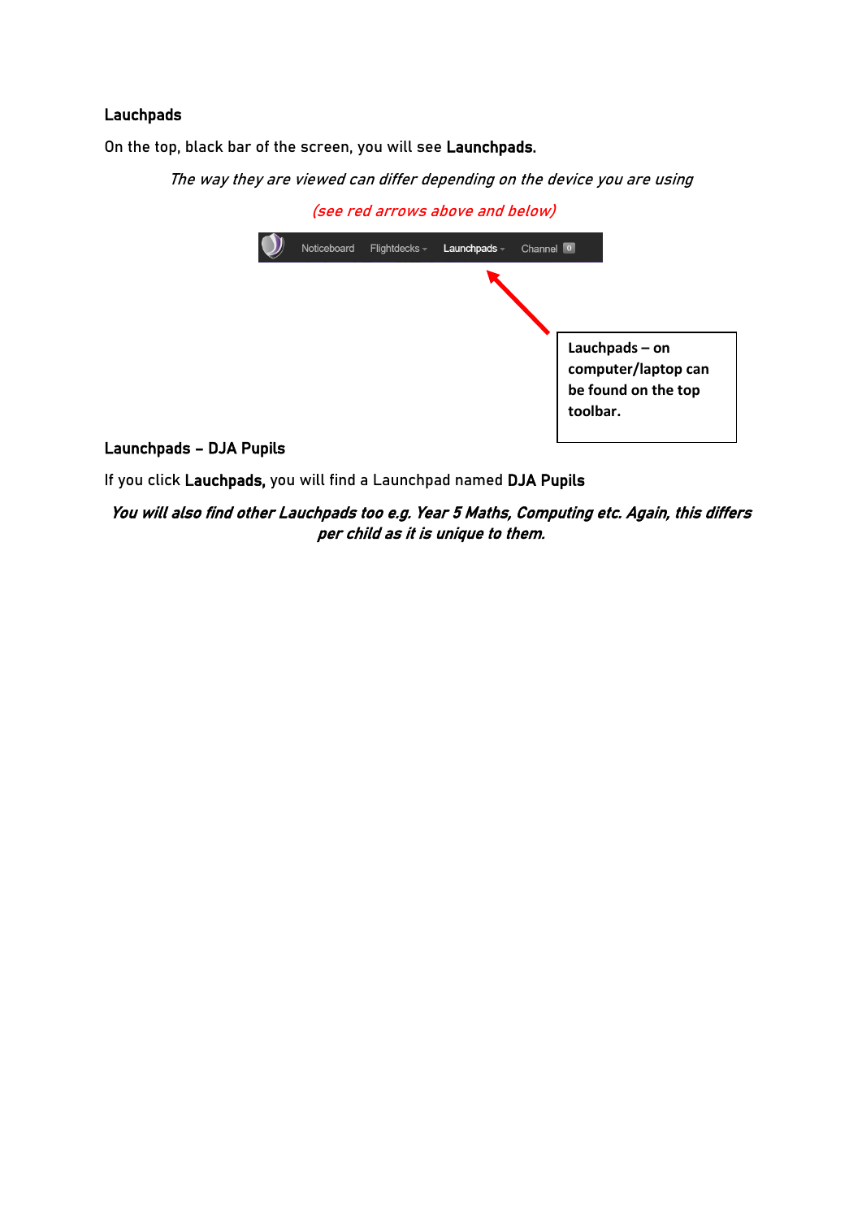**Lauchpads**

On the top, black bar of the screen, you will see **Launchpads.**

*The way they are viewed can differ depending on the device you are using*

*(see red arrows above and below)*

Noticeboard Flightdecks Launchpads Channel

**Lauchpads – on computer/laptop can be found on the top toolbar.**

**Launchpads – DJA Pupils**

If you click **Lauchpads,** you will find a Launchpad named **DJA Pupils**

***You will also find other Lauchpads too e.g. Year 5 Maths, Computing etc. Again, this differs per child as it is unique to them.***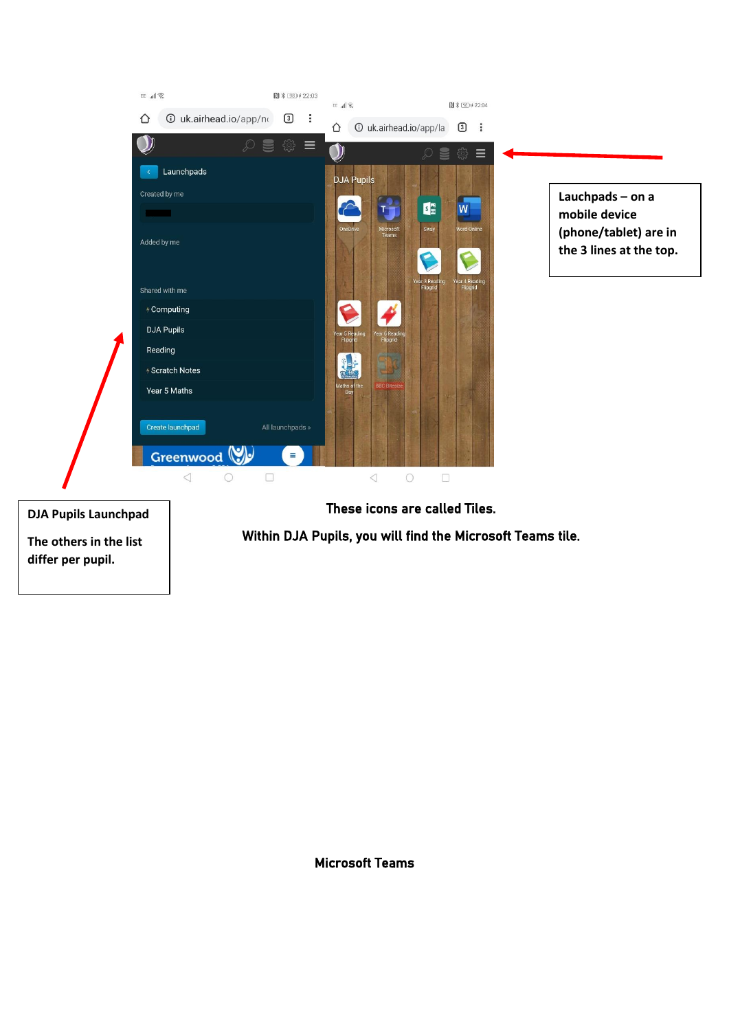Lauchpads – on a mobile device (phone/tablet) are in the 3 lines at the top.

DJA Pupils Launchpad

The others in the list differ per pupil.

These icons are called Tiles.

Within DJA Pupils, you will find the Microsoft Teams tile.

Microsoft Teams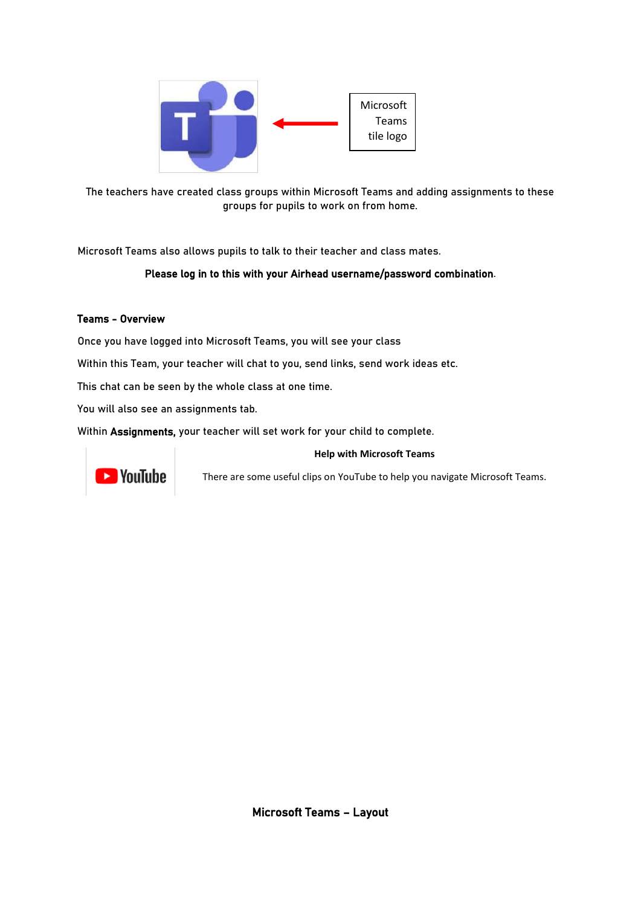Microsoft Teams tile logo

The teachers have created class groups within Microsoft Teams and adding assignments to these groups for pupils to work on from home.

Microsoft Teams also allows pupils to talk to their teacher and class mates.

**Please log in to this with your Airhead username/password combination**.

**Teams – Overview**

Once you have logged into Microsoft Teams, you will see your class

Within this Team, your teacher will chat to you, send links, send work ideas etc.

This chat can be seen by the whole class at one time.

You will also see an assignments tab.

Within **Assignments,** your teacher will set work for your child to complete.

**Help with Microsoft Teams**

There are some useful clips on YouTube to help you navigate Microsoft Teams.

**Microsoft Teams – Layout**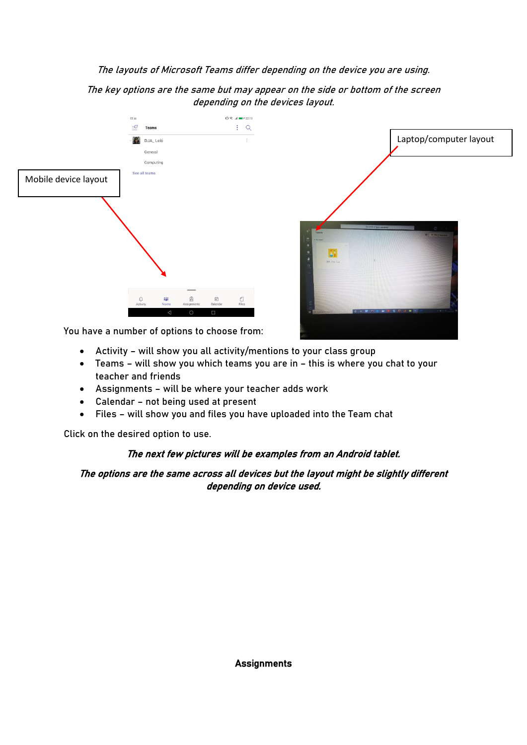*The layouts of Microsoft Teams differ depending on the device you are using.*

*The key options are the same but may appear on the side or bottom of the screen depending on the devices layout.*

Mobile device layout

Laptop/computer layout

You have a number of options to choose from:

- Activity – will show you all activity/mentions to your class group
- Teams – will show you which teams you are in – this is where you chat to your teacher and friends
- Assignments – will be where your teacher adds work
- Calendar – not being used at present
- Files – will show you and files you have uploaded into the Team chat

Click on the desired option to use.

***The next few pictures will be examples from an Android tablet.***

***The options are the same across all devices but the layout might be slightly different depending on device used.***

**Assignments**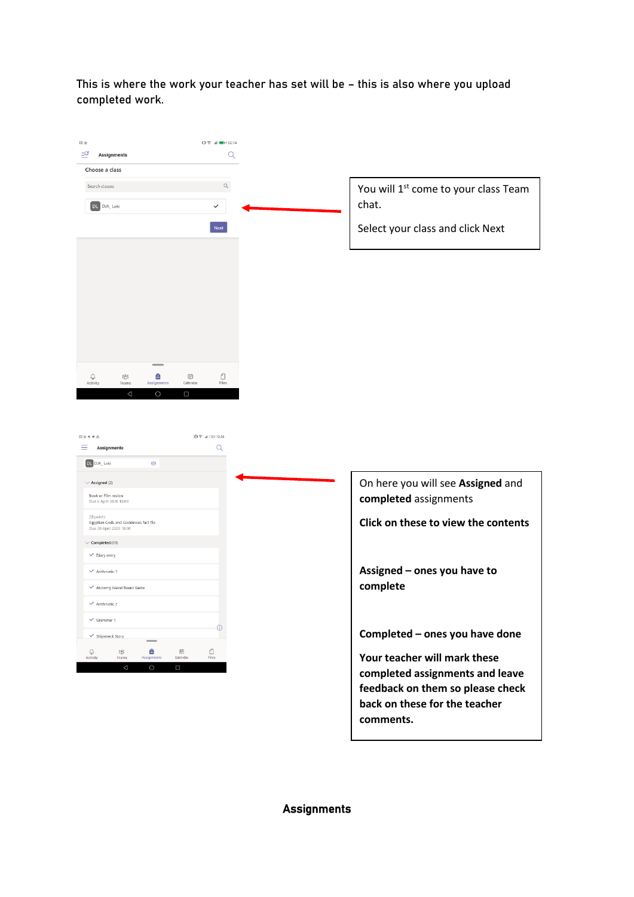This is where the work your teacher has set will be – this is also where you upload completed work.

You will 1st come to your class Team chat.

Select your class and click Next

On here you will see **Assigned** and **completed** assignments

**Click on these to view the contents**

**Assigned – ones you have to complete**

**Completed – ones you have done**

**Your teacher will mark these completed assignments and leave feedback on them so please check back on these for the teacher comments.**

**Assignments**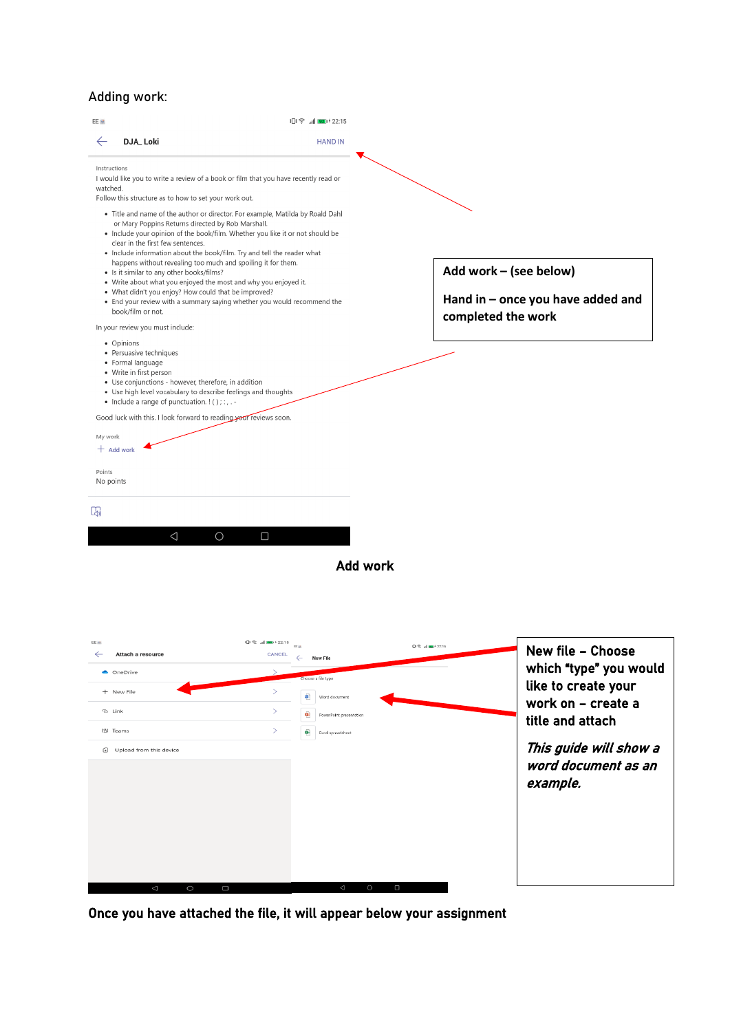## Adding work:

EE 22:15

DJA_ Loki HAND IN

Instructions

I would like you to write a review of a book or film that you have recently read or watched.

Follow this structure as to how to set your work out.

- Title and name of the author or director. For example, Matilda by Roald Dahl or Mary Poppins Returns directed by Rob Marshall.
- Include your opinion of the book/film. Whether you like it or not should be clear in the first few sentences.
- Include information about the book/film. Try and tell the reader what happens without revealing too much and spoiling it for them.
- Is it similar to any other books/films?
- Write about what you enjoyed the most and why you enjoyed it.
- What didn't you enjoy? How could that be improved?
- End your review with a summary saying whether you would recommend the book/film or not.

In your review you must include:

- Opinions
- Persuasive techniques
- Formal language
- Write in first person
- Use conjunctions - however, therefore, in addition
- Use high level vocabulary to describe feelings and thoughts
- Include a range of punctuation. ! ( ) ; : , . -

Good luck with this. I look forward to reading your reviews soon.

My work

+ Add work

Points

No points

**Add work – (see below)**

**Hand in – once you have added and completed the work**

**Add work**

Attach a resource CANCEL

- OneDrive
- New File
- Link
- Teams
- Upload from this device

New File

Choose a file type

- Word document
- PowerPoint presentation
- Excel spreadsheet

**New file – Choose which "type" you would like to create your work on – create a title and attach**

***This guide will show a word document as an example.***

**Once you have attached the file, it will appear below your assignment**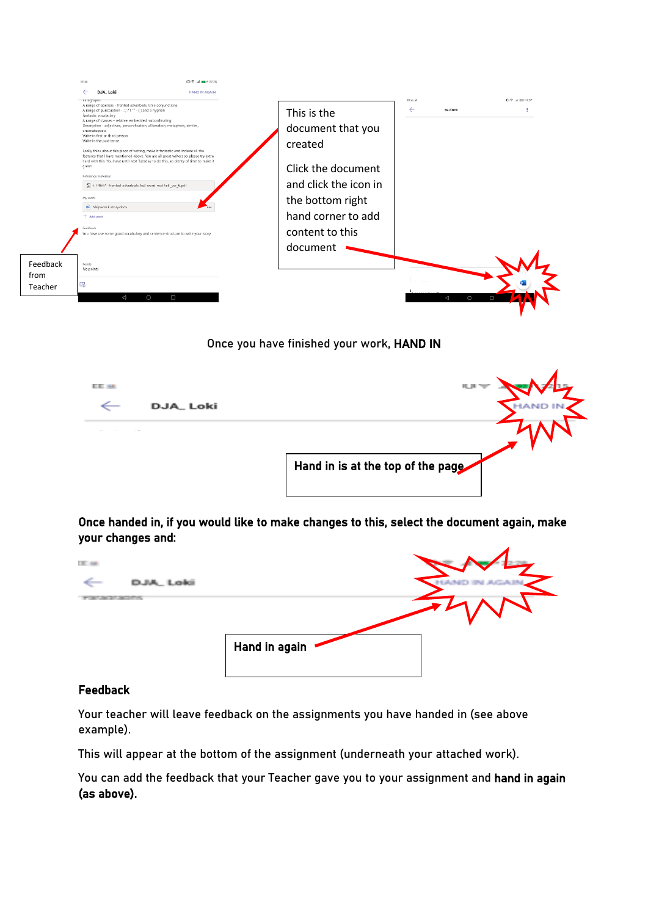This is the document that you created

Click the document and click the icon in the bottom right hand corner to add content to this document

Feedback from Teacher

Once you have finished your work, **HAND IN**

**Hand in is at the top of the page**

**Once handed in, if you would like to make changes to this, select the document again, make your changes and:**

**Hand in again**

**Feedback**

Your teacher will leave feedback on the assignments you have handed in (see above example).

This will appear at the bottom of the assignment (underneath your attached work).

You can add the feedback that your Teacher gave you to your assignment and **hand in again (as above).**